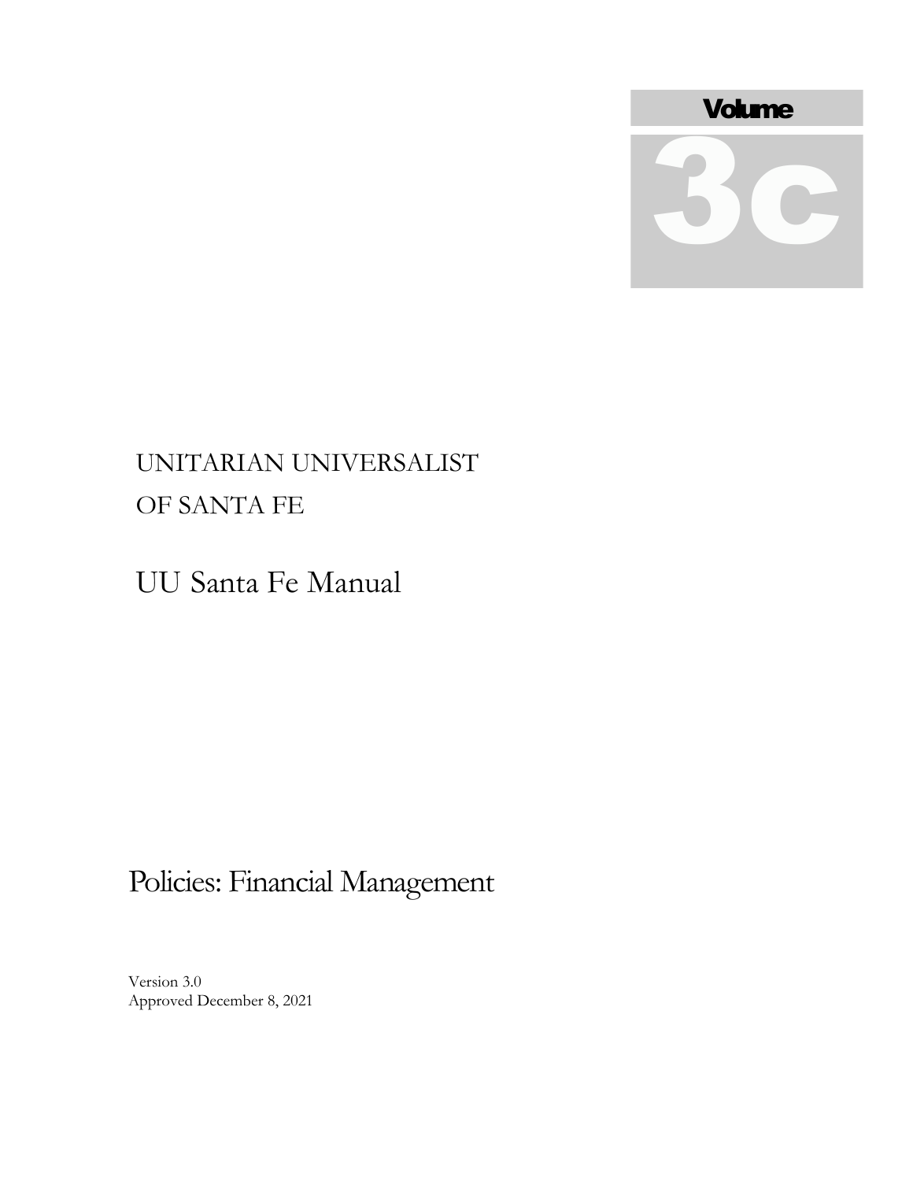Volume

3c

UNITARIAN UNIVERSALIST
OF SANTA FE

# UU Santa Fe Manual

# Policies: Financial Management

Version 3.0
Approved December 8, 2021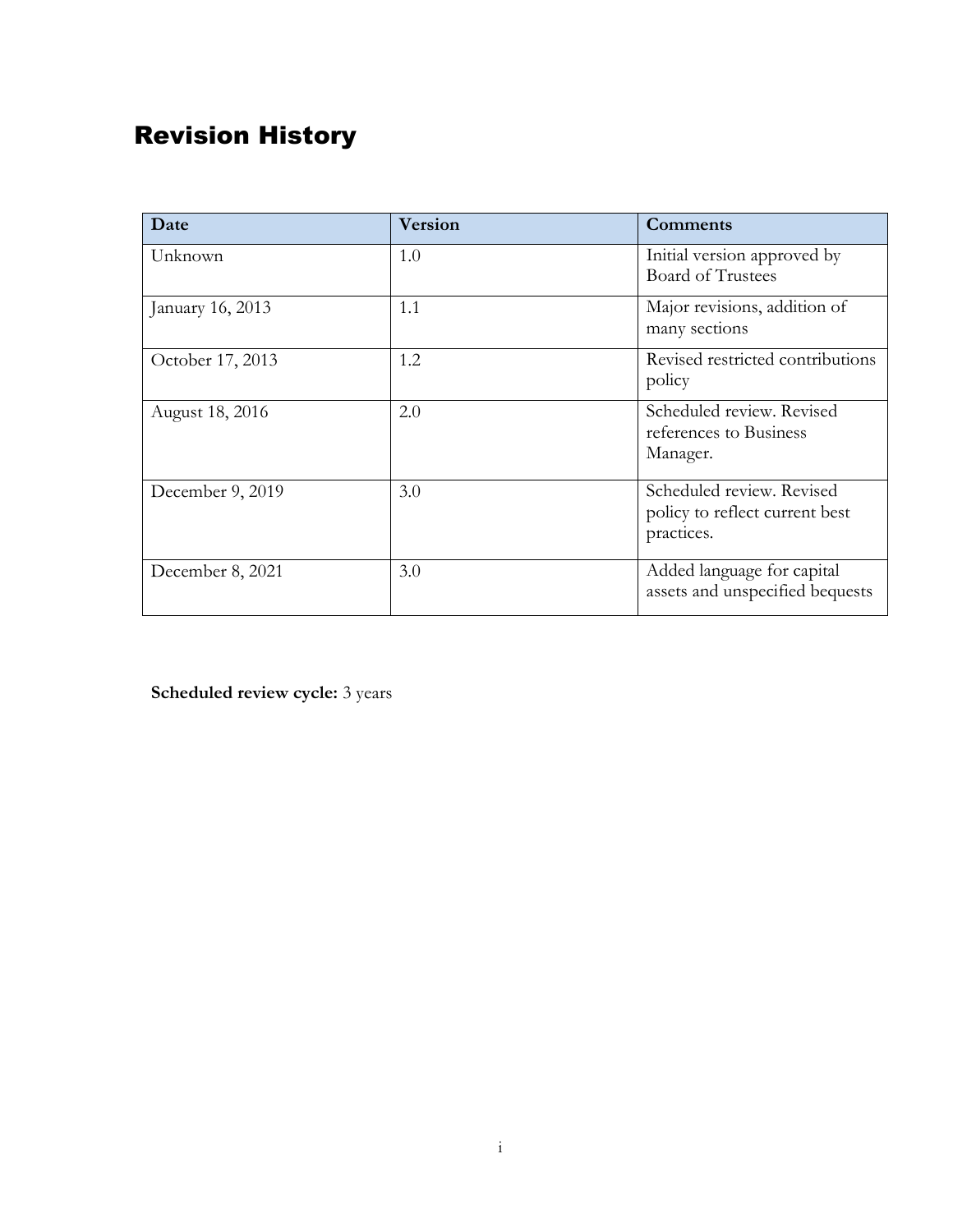# Revision History

| Date | Version | Comments |
| --- | --- | --- |
| Unknown | 1.0 | Initial version approved by Board of Trustees |
| January 16, 2013 | 1.1 | Major revisions, addition of many sections |
| October 17, 2013 | 1.2 | Revised restricted contributions policy |
| August 18, 2016 | 2.0 | Scheduled review. Revised references to Business Manager. |
| December 9, 2019 | 3.0 | Scheduled review. Revised policy to reflect current best practices. |
| December 8, 2021 | 3.0 | Added language for capital assets and unspecified bequests |

**Scheduled review cycle:** 3 years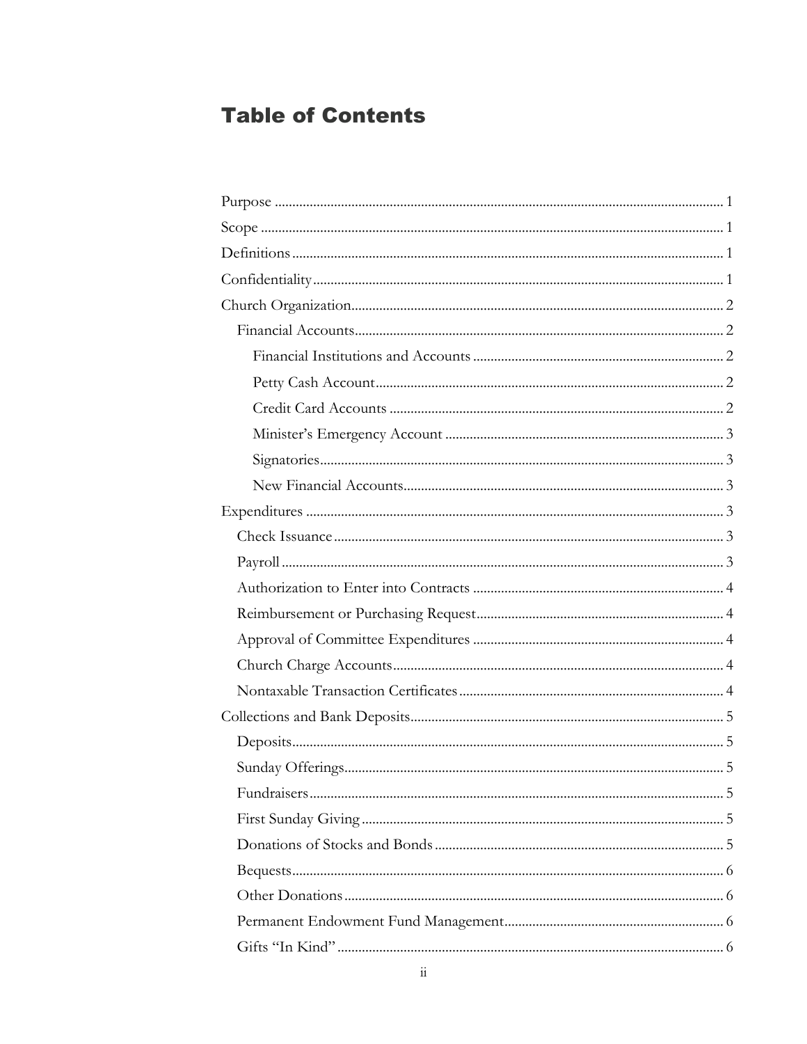# Table of Contents

- Purpose ... 1
- Scope ... 1
- Definitions ... 1
- Confidentiality ... 1
- Church Organization ... 2
  - Financial Accounts ... 2
    - Financial Institutions and Accounts ... 2
    - Petty Cash Account ... 2
    - Credit Card Accounts ... 2
    - Minister's Emergency Account ... 3
    - Signatories ... 3
    - New Financial Accounts ... 3
- Expenditures ... 3
  - Check Issuance ... 3
  - Payroll ... 3
  - Authorization to Enter into Contracts ... 4
  - Reimbursement or Purchasing Request ... 4
  - Approval of Committee Expenditures ... 4
  - Church Charge Accounts ... 4
  - Nontaxable Transaction Certificates ... 4
- Collections and Bank Deposits ... 5
  - Deposits ... 5
  - Sunday Offerings ... 5
  - Fundraisers ... 5
  - First Sunday Giving ... 5
  - Donations of Stocks and Bonds ... 5
  - Bequests ... 6
  - Other Donations ... 6
  - Permanent Endowment Fund Management ... 6
  - Gifts "In Kind" ... 6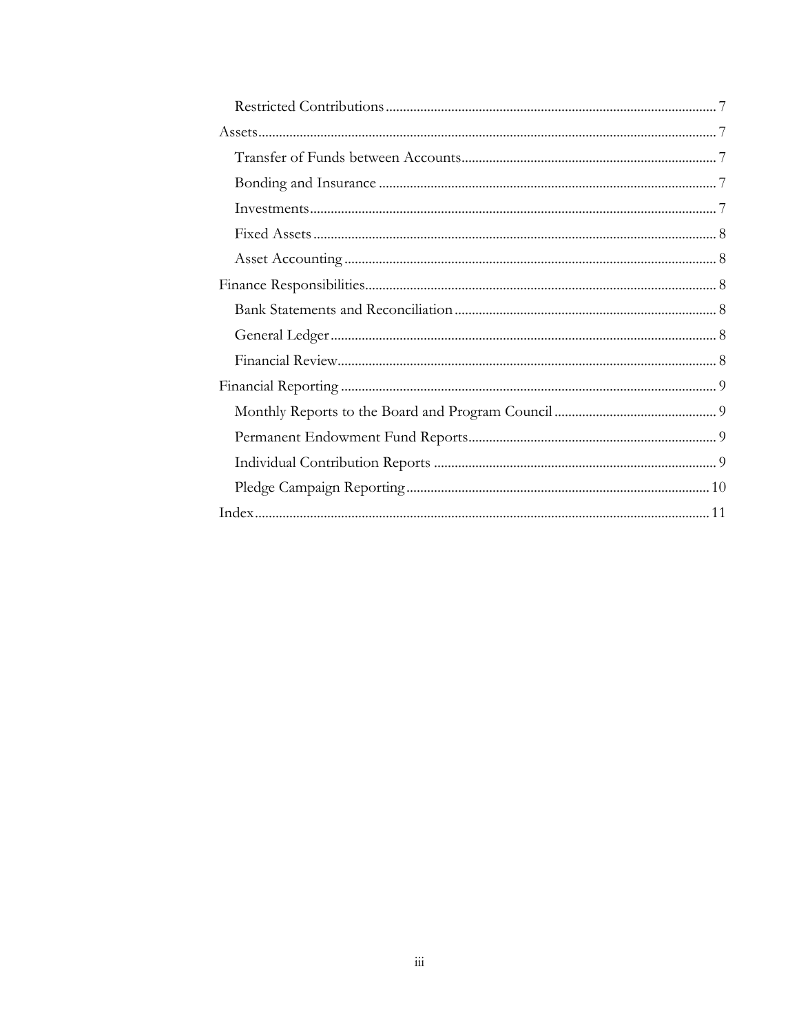Restricted Contributions ................................................................................................ 7

Assets ................................................................................................................................ 7

Transfer of Funds between Accounts ......................................................................... 7

Bonding and Insurance ................................................................................................ 7

Investments .................................................................................................................. 7

Fixed Assets .................................................................................................................. 8

Asset Accounting .......................................................................................................... 8

Finance Responsibilities .................................................................................................... 8

Bank Statements and Reconciliation ........................................................................... 8

General Ledger .............................................................................................................. 8

Financial Review ............................................................................................................ 8

Financial Reporting ........................................................................................................... 9

Monthly Reports to the Board and Program Council .............................................. 9

Permanent Endowment Fund Reports ....................................................................... 9

Individual Contribution Reports ................................................................................. 9

Pledge Campaign Reporting ....................................................................................... 10

Index ................................................................................................................................. 11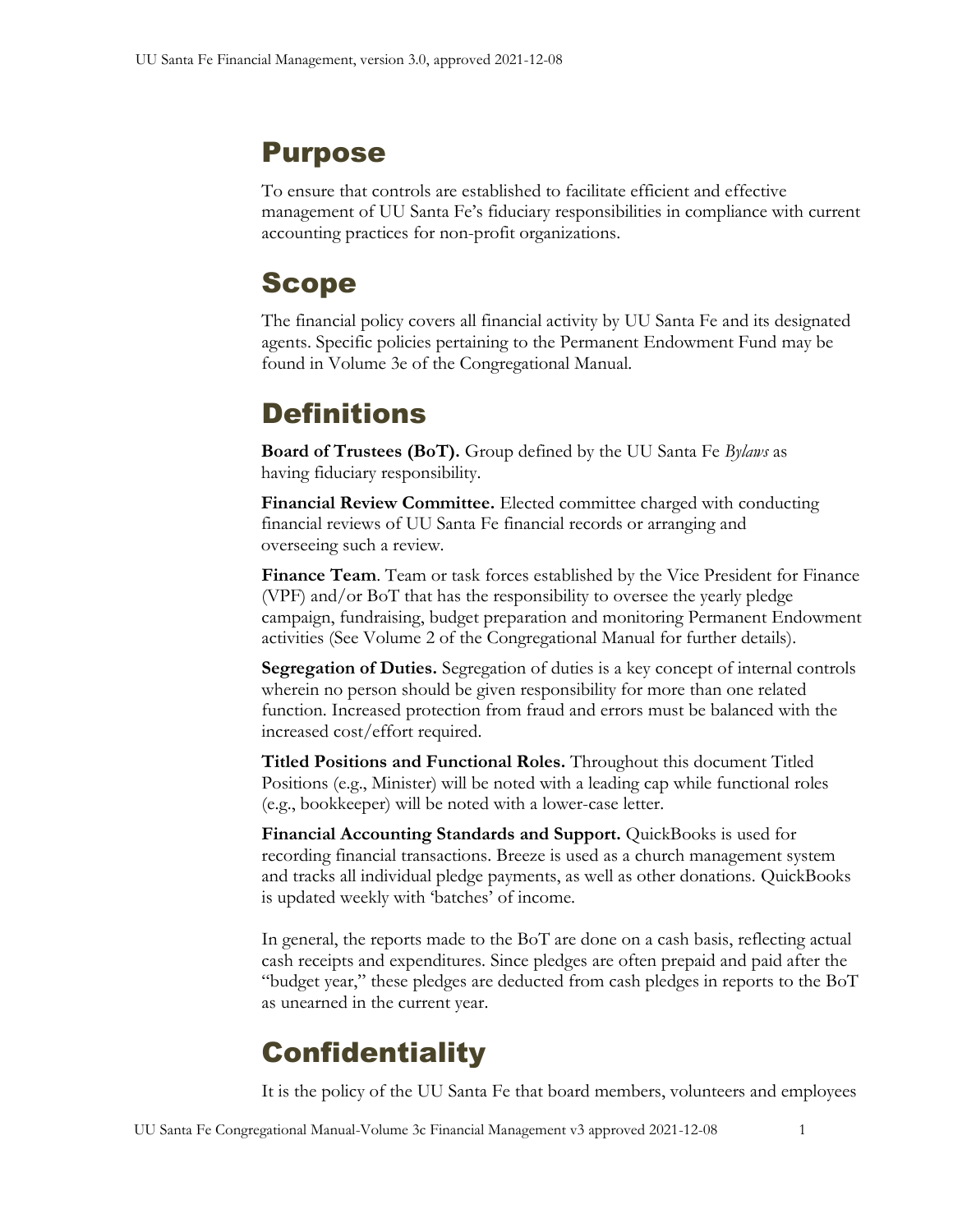# Purpose

To ensure that controls are established to facilitate efficient and effective management of UU Santa Fe's fiduciary responsibilities in compliance with current accounting practices for non-profit organizations.

# Scope

The financial policy covers all financial activity by UU Santa Fe and its designated agents. Specific policies pertaining to the Permanent Endowment Fund may be found in Volume 3e of the Congregational Manual.

# Definitions

**Board of Trustees (BoT).** Group defined by the UU Santa Fe *Bylaws* as having fiduciary responsibility.

**Financial Review Committee.** Elected committee charged with conducting financial reviews of UU Santa Fe financial records or arranging and overseeing such a review.

**Finance Team**. Team or task forces established by the Vice President for Finance (VPF) and/or BoT that has the responsibility to oversee the yearly pledge campaign, fundraising, budget preparation and monitoring Permanent Endowment activities (See Volume 2 of the Congregational Manual for further details).

**Segregation of Duties.** Segregation of duties is a key concept of internal controls wherein no person should be given responsibility for more than one related function. Increased protection from fraud and errors must be balanced with the increased cost/effort required.

**Titled Positions and Functional Roles.** Throughout this document Titled Positions (e.g., Minister) will be noted with a leading cap while functional roles (e.g., bookkeeper) will be noted with a lower-case letter.

**Financial Accounting Standards and Support.** QuickBooks is used for recording financial transactions. Breeze is used as a church management system and tracks all individual pledge payments, as well as other donations. QuickBooks is updated weekly with 'batches' of income.

In general, the reports made to the BoT are done on a cash basis, reflecting actual cash receipts and expenditures. Since pledges are often prepaid and paid after the "budget year," these pledges are deducted from cash pledges in reports to the BoT as unearned in the current year.

# Confidentiality

It is the policy of the UU Santa Fe that board members, volunteers and employees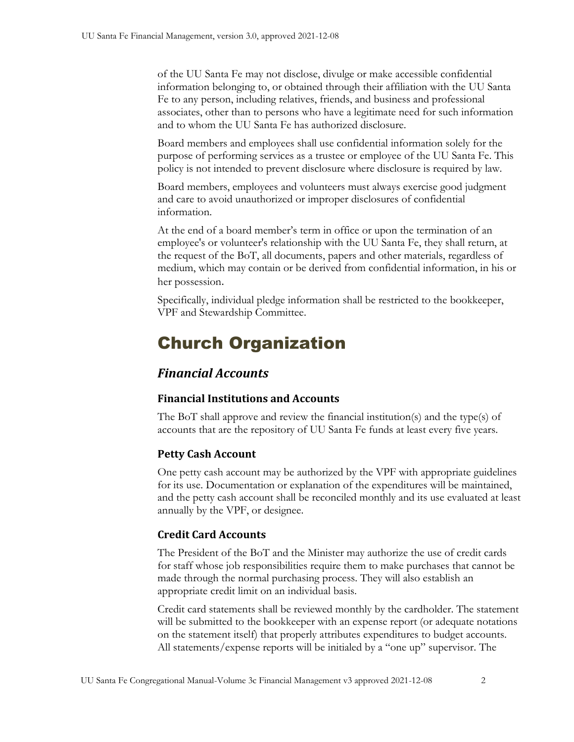of the UU Santa Fe may not disclose, divulge or make accessible confidential information belonging to, or obtained through their affiliation with the UU Santa Fe to any person, including relatives, friends, and business and professional associates, other than to persons who have a legitimate need for such information and to whom the UU Santa Fe has authorized disclosure.

Board members and employees shall use confidential information solely for the purpose of performing services as a trustee or employee of the UU Santa Fe. This policy is not intended to prevent disclosure where disclosure is required by law.

Board members, employees and volunteers must always exercise good judgment and care to avoid unauthorized or improper disclosures of confidential information.

At the end of a board member's term in office or upon the termination of an employee's or volunteer's relationship with the UU Santa Fe, they shall return, at the request of the BoT, all documents, papers and other materials, regardless of medium, which may contain or be derived from confidential information, in his or her possession.

Specifically, individual pledge information shall be restricted to the bookkeeper, VPF and Stewardship Committee.

# Church Organization

## *Financial Accounts*

### Financial Institutions and Accounts

The BoT shall approve and review the financial institution(s) and the type(s) of accounts that are the repository of UU Santa Fe funds at least every five years.

### Petty Cash Account

One petty cash account may be authorized by the VPF with appropriate guidelines for its use. Documentation or explanation of the expenditures will be maintained, and the petty cash account shall be reconciled monthly and its use evaluated at least annually by the VPF, or designee.

### Credit Card Accounts

The President of the BoT and the Minister may authorize the use of credit cards for staff whose job responsibilities require them to make purchases that cannot be made through the normal purchasing process. They will also establish an appropriate credit limit on an individual basis.

Credit card statements shall be reviewed monthly by the cardholder. The statement will be submitted to the bookkeeper with an expense report (or adequate notations on the statement itself) that properly attributes expenditures to budget accounts. All statements/expense reports will be initialed by a "one up" supervisor. The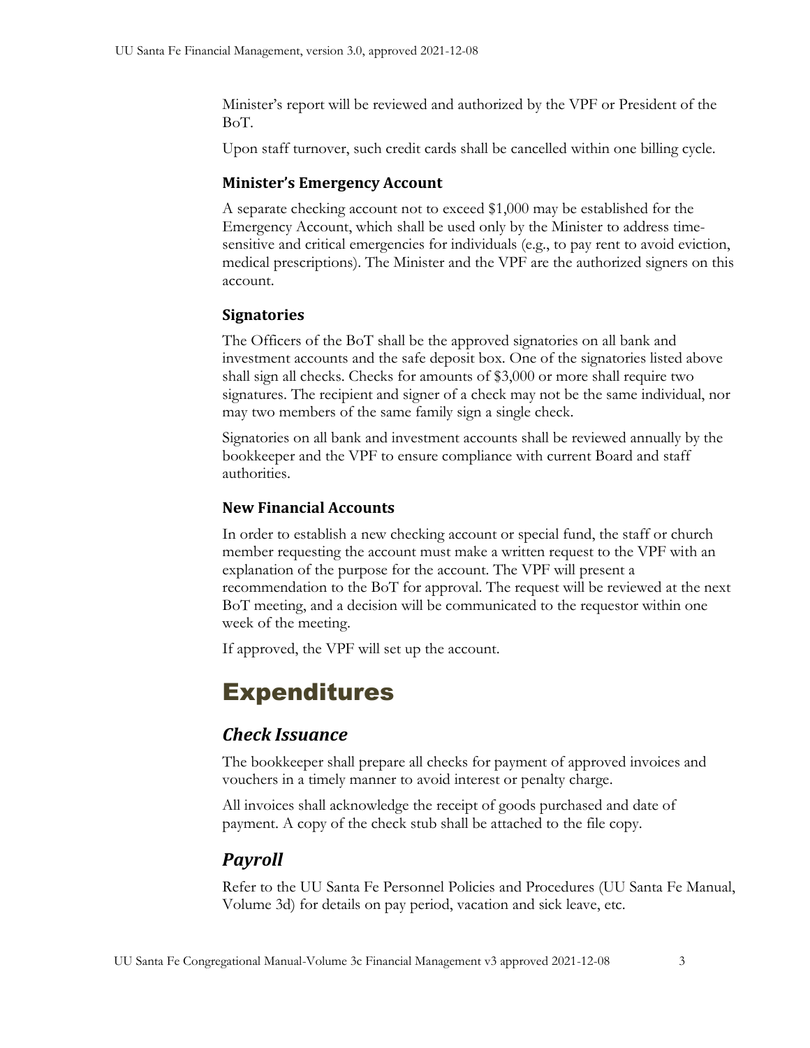Minister's report will be reviewed and authorized by the VPF or President of the BoT.

Upon staff turnover, such credit cards shall be cancelled within one billing cycle.

### Minister's Emergency Account

A separate checking account not to exceed $1,000 may be established for the Emergency Account, which shall be used only by the Minister to address time-sensitive and critical emergencies for individuals (e.g., to pay rent to avoid eviction, medical prescriptions). The Minister and the VPF are the authorized signers on this account.

### Signatories

The Officers of the BoT shall be the approved signatories on all bank and investment accounts and the safe deposit box. One of the signatories listed above shall sign all checks. Checks for amounts of $3,000 or more shall require two signatures. The recipient and signer of a check may not be the same individual, nor may two members of the same family sign a single check.

Signatories on all bank and investment accounts shall be reviewed annually by the bookkeeper and the VPF to ensure compliance with current Board and staff authorities.

### New Financial Accounts

In order to establish a new checking account or special fund, the staff or church member requesting the account must make a written request to the VPF with an explanation of the purpose for the account. The VPF will present a recommendation to the BoT for approval. The request will be reviewed at the next BoT meeting, and a decision will be communicated to the requestor within one week of the meeting.

If approved, the VPF will set up the account.

# Expenditures

## *Check Issuance*

The bookkeeper shall prepare all checks for payment of approved invoices and vouchers in a timely manner to avoid interest or penalty charge.

All invoices shall acknowledge the receipt of goods purchased and date of payment. A copy of the check stub shall be attached to the file copy.

## *Payroll*

Refer to the UU Santa Fe Personnel Policies and Procedures (UU Santa Fe Manual, Volume 3d) for details on pay period, vacation and sick leave, etc.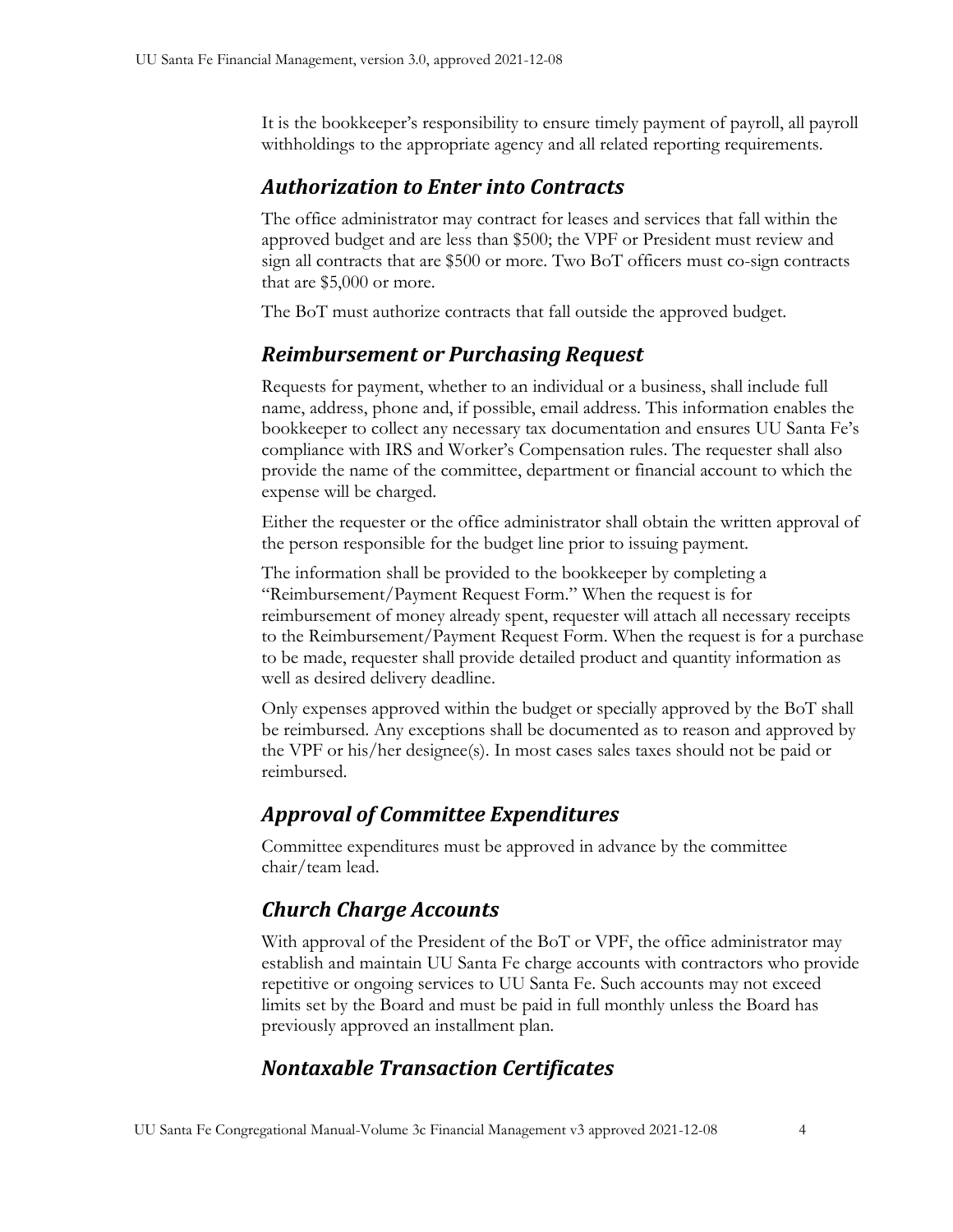It is the bookkeeper's responsibility to ensure timely payment of payroll, all payroll withholdings to the appropriate agency and all related reporting requirements.

## *Authorization to Enter into Contracts*

The office administrator may contract for leases and services that fall within the approved budget and are less than $500; the VPF or President must review and sign all contracts that are $500 or more. Two BoT officers must co-sign contracts that are $5,000 or more.

The BoT must authorize contracts that fall outside the approved budget.

## *Reimbursement or Purchasing Request*

Requests for payment, whether to an individual or a business, shall include full name, address, phone and, if possible, email address. This information enables the bookkeeper to collect any necessary tax documentation and ensures UU Santa Fe's compliance with IRS and Worker's Compensation rules. The requester shall also provide the name of the committee, department or financial account to which the expense will be charged.

Either the requester or the office administrator shall obtain the written approval of the person responsible for the budget line prior to issuing payment.

The information shall be provided to the bookkeeper by completing a "Reimbursement/Payment Request Form." When the request is for reimbursement of money already spent, requester will attach all necessary receipts to the Reimbursement/Payment Request Form. When the request is for a purchase to be made, requester shall provide detailed product and quantity information as well as desired delivery deadline.

Only expenses approved within the budget or specially approved by the BoT shall be reimbursed. Any exceptions shall be documented as to reason and approved by the VPF or his/her designee(s). In most cases sales taxes should not be paid or reimbursed.

## *Approval of Committee Expenditures*

Committee expenditures must be approved in advance by the committee chair/team lead.

## *Church Charge Accounts*

With approval of the President of the BoT or VPF, the office administrator may establish and maintain UU Santa Fe charge accounts with contractors who provide repetitive or ongoing services to UU Santa Fe. Such accounts may not exceed limits set by the Board and must be paid in full monthly unless the Board has previously approved an installment plan.

## *Nontaxable Transaction Certificates*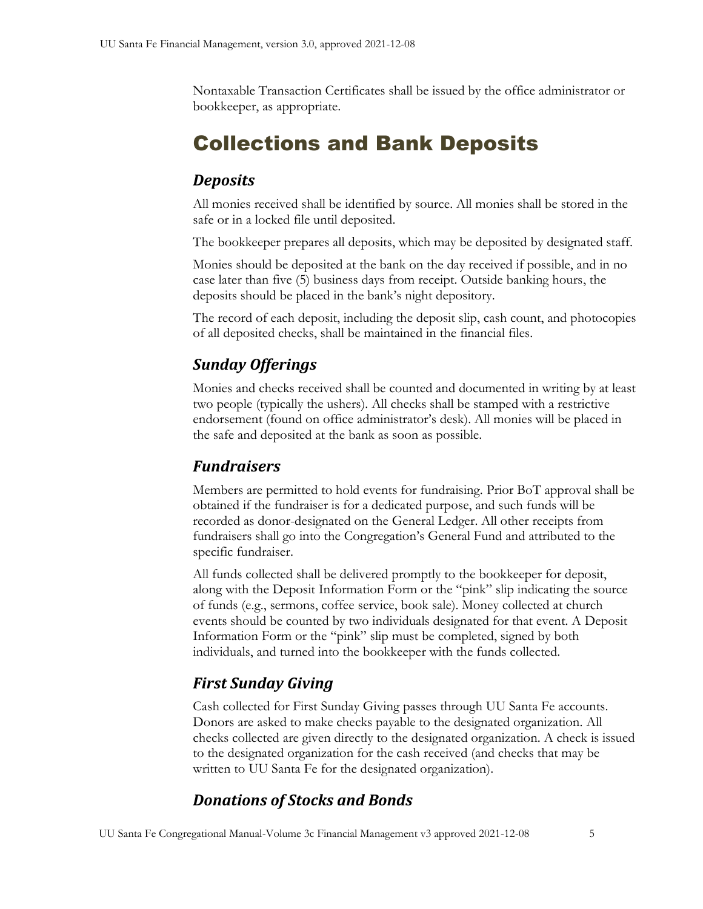Nontaxable Transaction Certificates shall be issued by the office administrator or bookkeeper, as appropriate.

# Collections and Bank Deposits

## *Deposits*

All monies received shall be identified by source. All monies shall be stored in the safe or in a locked file until deposited.

The bookkeeper prepares all deposits, which may be deposited by designated staff.

Monies should be deposited at the bank on the day received if possible, and in no case later than five (5) business days from receipt. Outside banking hours, the deposits should be placed in the bank's night depository.

The record of each deposit, including the deposit slip, cash count, and photocopies of all deposited checks, shall be maintained in the financial files.

## *Sunday Offerings*

Monies and checks received shall be counted and documented in writing by at least two people (typically the ushers). All checks shall be stamped with a restrictive endorsement (found on office administrator's desk). All monies will be placed in the safe and deposited at the bank as soon as possible.

## *Fundraisers*

Members are permitted to hold events for fundraising. Prior BoT approval shall be obtained if the fundraiser is for a dedicated purpose, and such funds will be recorded as donor-designated on the General Ledger. All other receipts from fundraisers shall go into the Congregation's General Fund and attributed to the specific fundraiser.

All funds collected shall be delivered promptly to the bookkeeper for deposit, along with the Deposit Information Form or the "pink" slip indicating the source of funds (e.g., sermons, coffee service, book sale). Money collected at church events should be counted by two individuals designated for that event. A Deposit Information Form or the "pink" slip must be completed, signed by both individuals, and turned into the bookkeeper with the funds collected.

## *First Sunday Giving*

Cash collected for First Sunday Giving passes through UU Santa Fe accounts. Donors are asked to make checks payable to the designated organization. All checks collected are given directly to the designated organization. A check is issued to the designated organization for the cash received (and checks that may be written to UU Santa Fe for the designated organization).

## *Donations of Stocks and Bonds*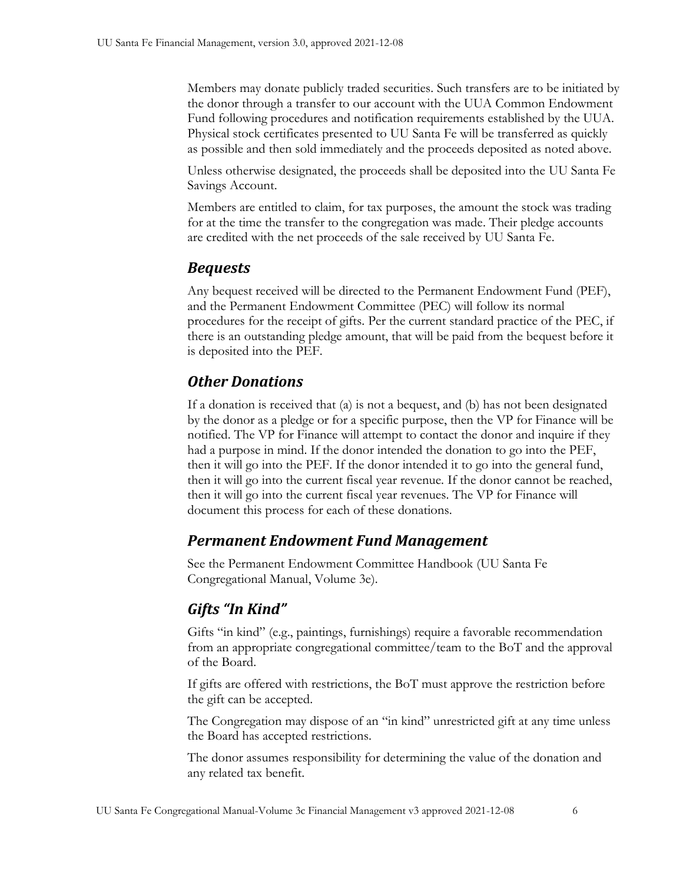Members may donate publicly traded securities. Such transfers are to be initiated by the donor through a transfer to our account with the UUA Common Endowment Fund following procedures and notification requirements established by the UUA. Physical stock certificates presented to UU Santa Fe will be transferred as quickly as possible and then sold immediately and the proceeds deposited as noted above.

Unless otherwise designated, the proceeds shall be deposited into the UU Santa Fe Savings Account.

Members are entitled to claim, for tax purposes, the amount the stock was trading for at the time the transfer to the congregation was made. Their pledge accounts are credited with the net proceeds of the sale received by UU Santa Fe.

## *Bequests*

Any bequest received will be directed to the Permanent Endowment Fund (PEF), and the Permanent Endowment Committee (PEC) will follow its normal procedures for the receipt of gifts. Per the current standard practice of the PEC, if there is an outstanding pledge amount, that will be paid from the bequest before it is deposited into the PEF.

## *Other Donations*

If a donation is received that (a) is not a bequest, and (b) has not been designated by the donor as a pledge or for a specific purpose, then the VP for Finance will be notified. The VP for Finance will attempt to contact the donor and inquire if they had a purpose in mind. If the donor intended the donation to go into the PEF, then it will go into the PEF. If the donor intended it to go into the general fund, then it will go into the current fiscal year revenue. If the donor cannot be reached, then it will go into the current fiscal year revenues. The VP for Finance will document this process for each of these donations.

## *Permanent Endowment Fund Management*

See the Permanent Endowment Committee Handbook (UU Santa Fe Congregational Manual, Volume 3e).

## *Gifts "In Kind"*

Gifts "in kind" (e.g., paintings, furnishings) require a favorable recommendation from an appropriate congregational committee/team to the BoT and the approval of the Board.

If gifts are offered with restrictions, the BoT must approve the restriction before the gift can be accepted.

The Congregation may dispose of an "in kind" unrestricted gift at any time unless the Board has accepted restrictions.

The donor assumes responsibility for determining the value of the donation and any related tax benefit.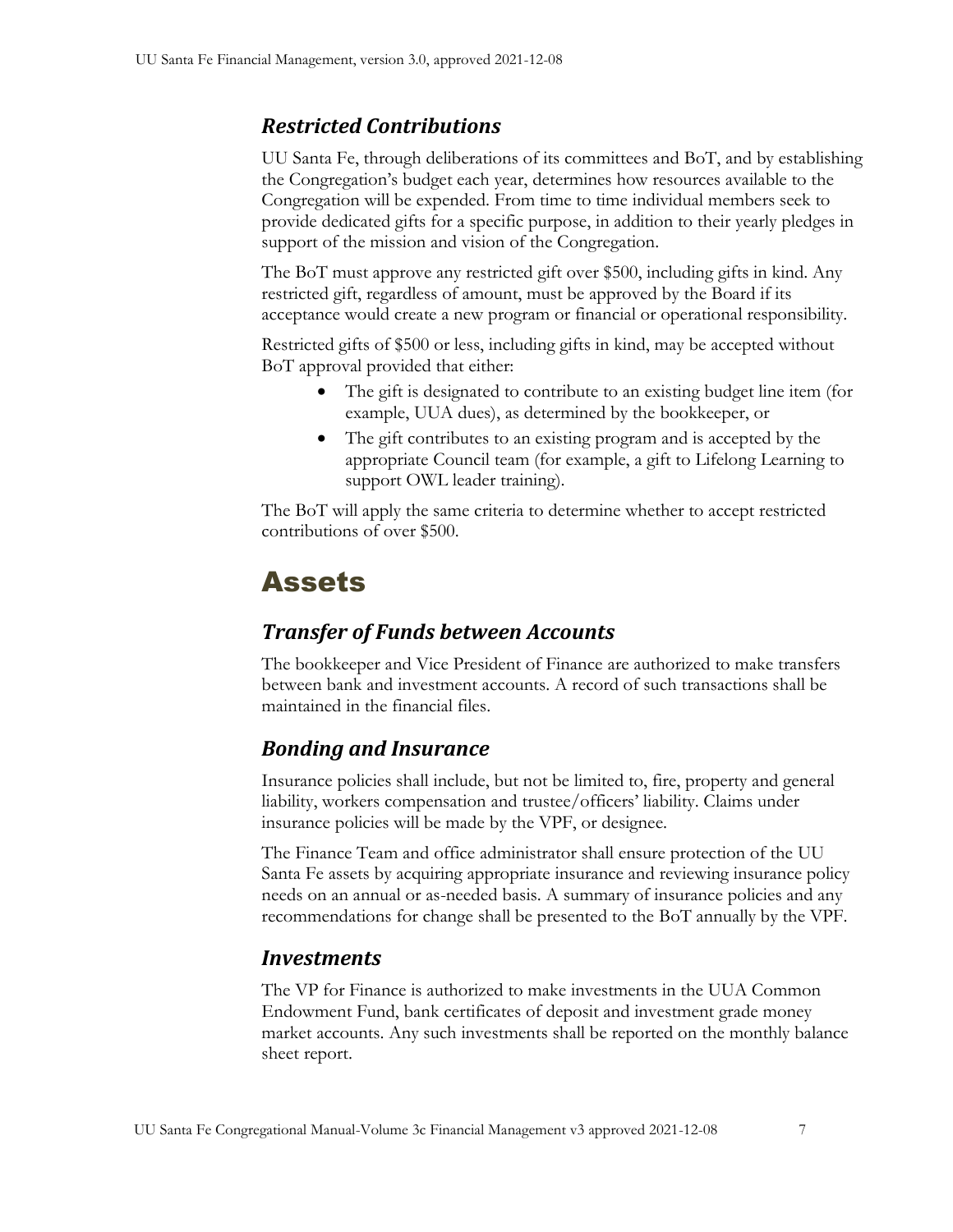### *Restricted Contributions*

UU Santa Fe, through deliberations of its committees and BoT, and by establishing the Congregation's budget each year, determines how resources available to the Congregation will be expended. From time to time individual members seek to provide dedicated gifts for a specific purpose, in addition to their yearly pledges in support of the mission and vision of the Congregation.

The BoT must approve any restricted gift over $500, including gifts in kind. Any restricted gift, regardless of amount, must be approved by the Board if its acceptance would create a new program or financial or operational responsibility.

Restricted gifts of $500 or less, including gifts in kind, may be accepted without BoT approval provided that either:

- The gift is designated to contribute to an existing budget line item (for example, UUA dues), as determined by the bookkeeper, or
- The gift contributes to an existing program and is accepted by the appropriate Council team (for example, a gift to Lifelong Learning to support OWL leader training).

The BoT will apply the same criteria to determine whether to accept restricted contributions of over $500.

## Assets

### *Transfer of Funds between Accounts*

The bookkeeper and Vice President of Finance are authorized to make transfers between bank and investment accounts. A record of such transactions shall be maintained in the financial files.

### *Bonding and Insurance*

Insurance policies shall include, but not be limited to, fire, property and general liability, workers compensation and trustee/officers' liability. Claims under insurance policies will be made by the VPF, or designee.

The Finance Team and office administrator shall ensure protection of the UU Santa Fe assets by acquiring appropriate insurance and reviewing insurance policy needs on an annual or as-needed basis. A summary of insurance policies and any recommendations for change shall be presented to the BoT annually by the VPF.

### *Investments*

The VP for Finance is authorized to make investments in the UUA Common Endowment Fund, bank certificates of deposit and investment grade money market accounts. Any such investments shall be reported on the monthly balance sheet report.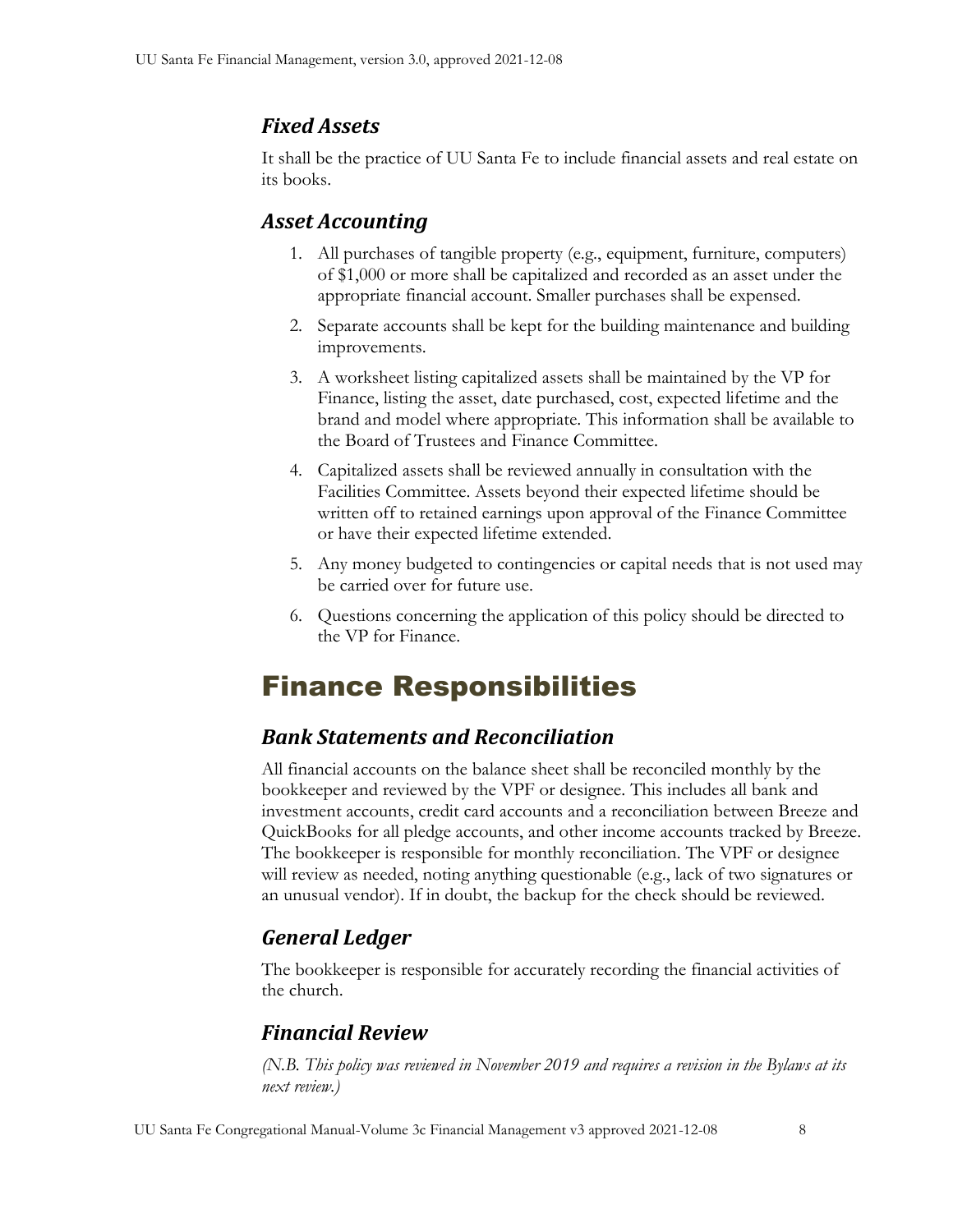### *Fixed Assets*

It shall be the practice of UU Santa Fe to include financial assets and real estate on its books.

### *Asset Accounting*

1. All purchases of tangible property (e.g., equipment, furniture, computers) of $1,000 or more shall be capitalized and recorded as an asset under the appropriate financial account. Smaller purchases shall be expensed.
2. Separate accounts shall be kept for the building maintenance and building improvements.
3. A worksheet listing capitalized assets shall be maintained by the VP for Finance, listing the asset, date purchased, cost, expected lifetime and the brand and model where appropriate. This information shall be available to the Board of Trustees and Finance Committee.
4. Capitalized assets shall be reviewed annually in consultation with the Facilities Committee. Assets beyond their expected lifetime should be written off to retained earnings upon approval of the Finance Committee or have their expected lifetime extended.
5. Any money budgeted to contingencies or capital needs that is not used may be carried over for future use.
6. Questions concerning the application of this policy should be directed to the VP for Finance.

## Finance Responsibilities

### *Bank Statements and Reconciliation*

All financial accounts on the balance sheet shall be reconciled monthly by the bookkeeper and reviewed by the VPF or designee. This includes all bank and investment accounts, credit card accounts and a reconciliation between Breeze and QuickBooks for all pledge accounts, and other income accounts tracked by Breeze. The bookkeeper is responsible for monthly reconciliation. The VPF or designee will review as needed, noting anything questionable (e.g., lack of two signatures or an unusual vendor). If in doubt, the backup for the check should be reviewed.

### *General Ledger*

The bookkeeper is responsible for accurately recording the financial activities of the church.

### *Financial Review*

*(N.B. This policy was reviewed in November 2019 and requires a revision in the Bylaws at its next review.)*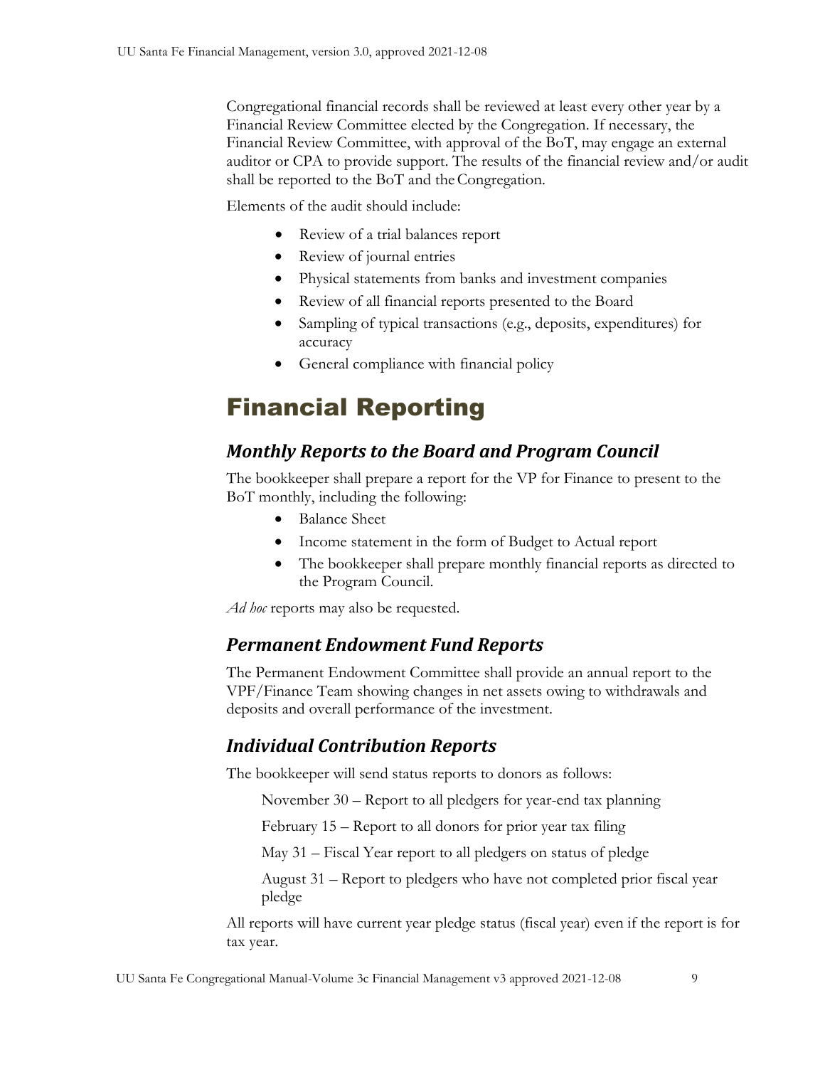Congregational financial records shall be reviewed at least every other year by a Financial Review Committee elected by the Congregation. If necessary, the Financial Review Committee, with approval of the BoT, may engage an external auditor or CPA to provide support. The results of the financial review and/or audit shall be reported to the BoT and the Congregation.

Elements of the audit should include:

- Review of a trial balances report
- Review of journal entries
- Physical statements from banks and investment companies
- Review of all financial reports presented to the Board
- Sampling of typical transactions (e.g., deposits, expenditures) for accuracy
- General compliance with financial policy

# Financial Reporting

## *Monthly Reports to the Board and Program Council*

The bookkeeper shall prepare a report for the VP for Finance to present to the BoT monthly, including the following:

- Balance Sheet
- Income statement in the form of Budget to Actual report
- The bookkeeper shall prepare monthly financial reports as directed to the Program Council.

*Ad hoc* reports may also be requested.

## *Permanent Endowment Fund Reports*

The Permanent Endowment Committee shall provide an annual report to the VPF/Finance Team showing changes in net assets owing to withdrawals and deposits and overall performance of the investment.

## *Individual Contribution Reports*

The bookkeeper will send status reports to donors as follows:

November 30 – Report to all pledgers for year-end tax planning

February 15 – Report to all donors for prior year tax filing

May 31 – Fiscal Year report to all pledgers on status of pledge

August 31 – Report to pledgers who have not completed prior fiscal year pledge

All reports will have current year pledge status (fiscal year) even if the report is for tax year.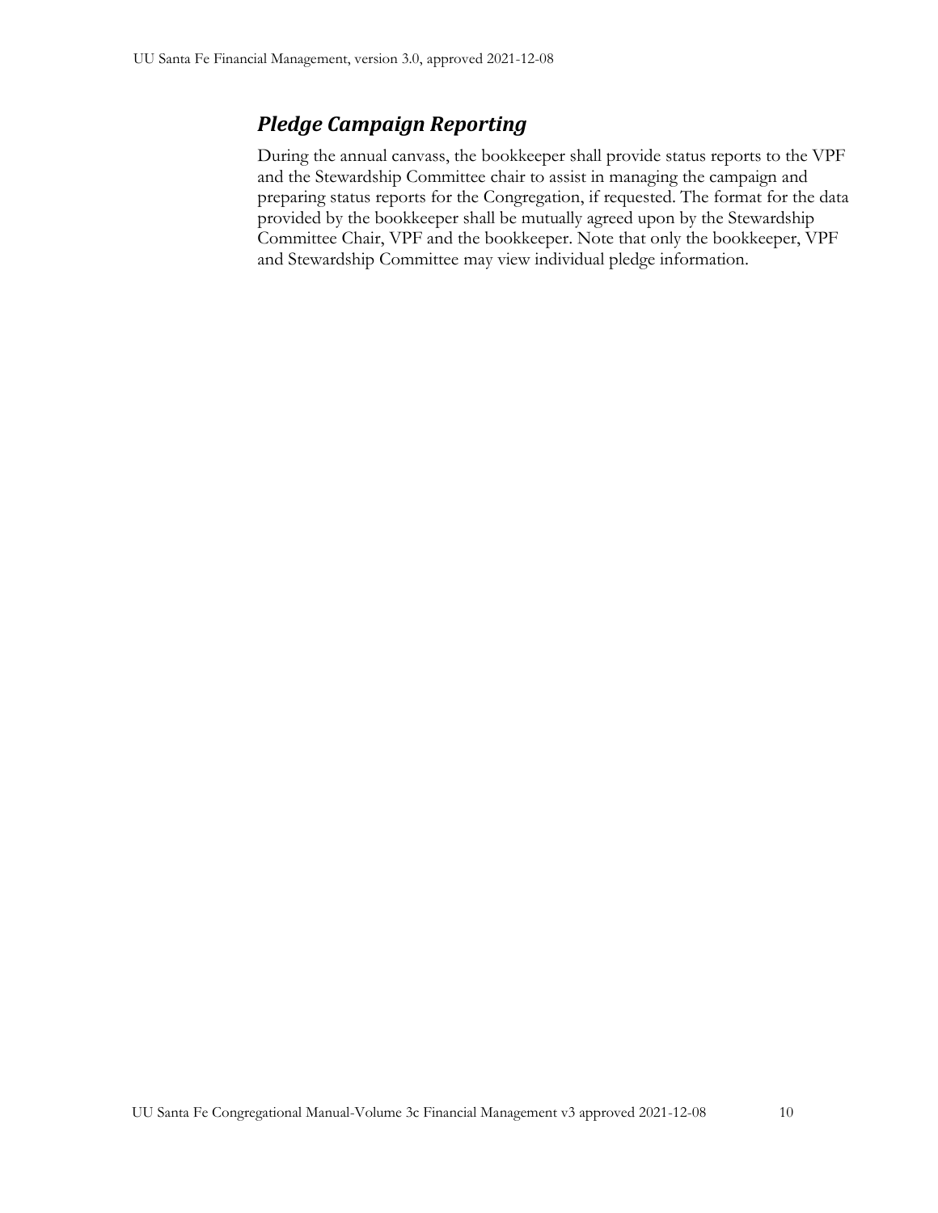## *Pledge Campaign Reporting*

During the annual canvass, the bookkeeper shall provide status reports to the VPF and the Stewardship Committee chair to assist in managing the campaign and preparing status reports for the Congregation, if requested. The format for the data provided by the bookkeeper shall be mutually agreed upon by the Stewardship Committee Chair, VPF and the bookkeeper. Note that only the bookkeeper, VPF and Stewardship Committee may view individual pledge information.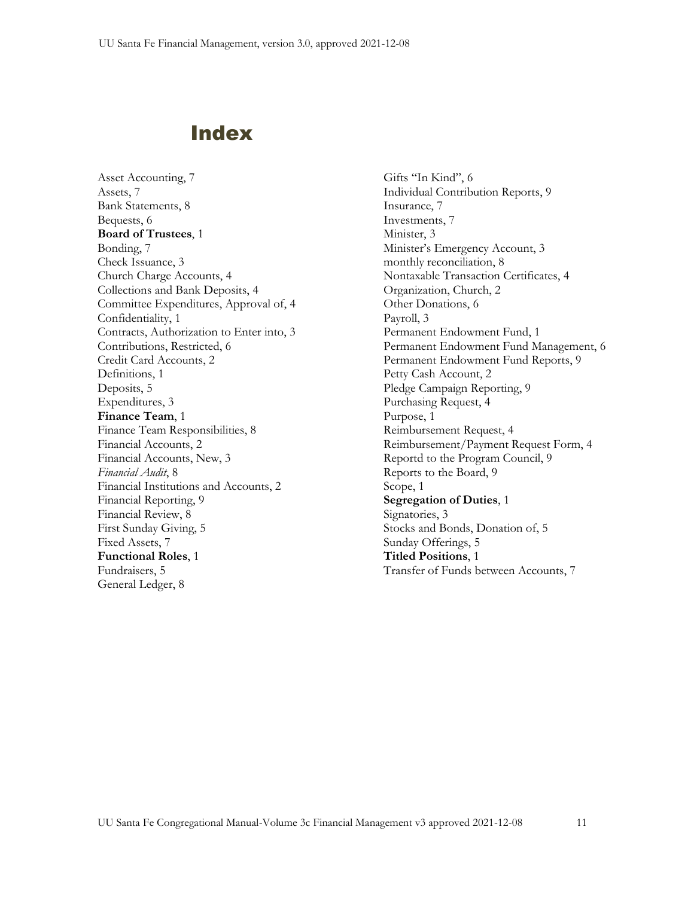# Index

Asset Accounting, 7
Assets, 7
Bank Statements, 8
Bequests, 6
**Board of Trustees**, 1
Bonding, 7
Check Issuance, 3
Church Charge Accounts, 4
Collections and Bank Deposits, 4
Committee Expenditures, Approval of, 4
Confidentiality, 1
Contracts, Authorization to Enter into, 3
Contributions, Restricted, 6
Credit Card Accounts, 2
Definitions, 1
Deposits, 5
Expenditures, 3
**Finance Team**, 1
Finance Team Responsibilities, 8
Financial Accounts, 2
Financial Accounts, New, 3
*Financial Audit*, 8
Financial Institutions and Accounts, 2
Financial Reporting, 9
Financial Review, 8
First Sunday Giving, 5
Fixed Assets, 7
**Functional Roles**, 1
Fundraisers, 5
General Ledger, 8
Gifts "In Kind", 6
Individual Contribution Reports, 9
Insurance, 7
Investments, 7
Minister, 3
Minister's Emergency Account, 3
monthly reconciliation, 8
Nontaxable Transaction Certificates, 4
Organization, Church, 2
Other Donations, 6
Payroll, 3
Permanent Endowment Fund, 1
Permanent Endowment Fund Management, 6
Permanent Endowment Fund Reports, 9
Petty Cash Account, 2
Pledge Campaign Reporting, 9
Purchasing Request, 4
Purpose, 1
Reimbursement Request, 4
Reimbursement/Payment Request Form, 4
Reportd to the Program Council, 9
Reports to the Board, 9
Scope, 1
**Segregation of Duties**, 1
Signatories, 3
Stocks and Bonds, Donation of, 5
Sunday Offerings, 5
**Titled Positions**, 1
Transfer of Funds between Accounts, 7